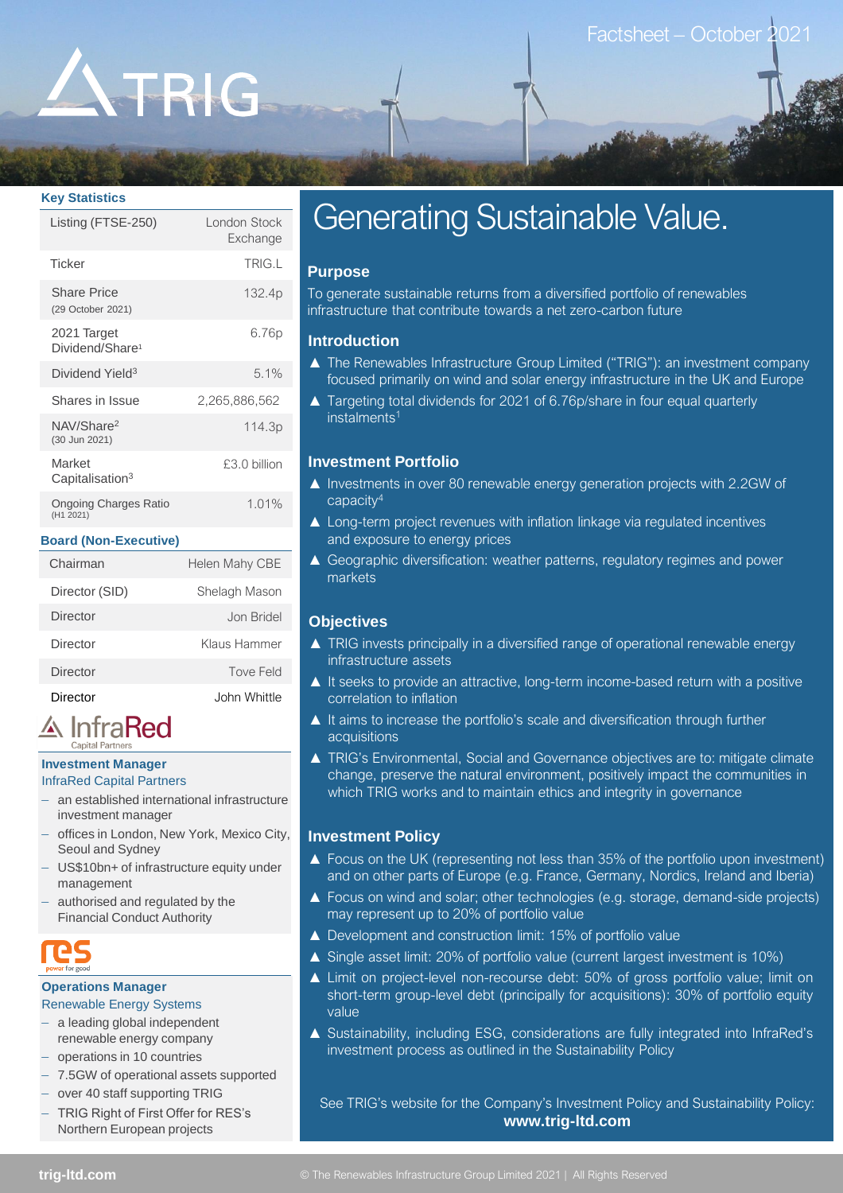TRIG

Factsheet – October 2021

## Key Statistics

| | |
|---|---|
| Listing (FTSE-250) | London Stock Exchange |
| Ticker | TRIG.L |
| Share Price (29 October 2021) | 132.4p |
| 2021 Target Dividend/Share[1] | 6.76p |
| Dividend Yield[3] | 5.1% |
| Shares in Issue | 2,265,886,562 |
| NAV/Share[2] (30 Jun 2021) | 114.3p |
| Market Capitalisation[3] | £3.0 billion |
| Ongoing Charges Ratio (H1 2021) | 1.01% |

## Board (Non-Executive)

| | |
|---|---|
| Chairman | Helen Mahy CBE |
| Director (SID) | Shelagh Mason |
| Director | Jon Bridel |
| Director | Klaus Hammer |
| Director | Tove Feld |
| Director | John Whittle |

InfraRed Capital Partners

### Investment Manager

InfraRed Capital Partners

- an established international infrastructure investment manager
- offices in London, New York, Mexico City, Seoul and Sydney
- US$10bn+ of infrastructure equity under management
- authorised and regulated by the Financial Conduct Authority

res power for good

### Operations Manager

Renewable Energy Systems

- a leading global independent renewable energy company
- operations in 10 countries
- 7.5GW of operational assets supported
- over 40 staff supporting TRIG
- TRIG Right of First Offer for RES's Northern European projects

# Generating Sustainable Value.

## Purpose

To generate sustainable returns from a diversified portfolio of renewables infrastructure that contribute towards a net zero-carbon future

## Introduction

- The Renewables Infrastructure Group Limited ("TRIG"): an investment company focused primarily on wind and solar energy infrastructure in the UK and Europe
- Targeting total dividends for 2021 of 6.76p/share in four equal quarterly instalments[1]

## Investment Portfolio

- Investments in over 80 renewable energy generation projects with 2.2GW of capacity[4]
- Long-term project revenues with inflation linkage via regulated incentives and exposure to energy prices
- Geographic diversification: weather patterns, regulatory regimes and power markets

## Objectives

- TRIG invests principally in a diversified range of operational renewable energy infrastructure assets
- It seeks to provide an attractive, long-term income-based return with a positive correlation to inflation
- It aims to increase the portfolio's scale and diversification through further acquisitions
- TRIG's Environmental, Social and Governance objectives are to: mitigate climate change, preserve the natural environment, positively impact the communities in which TRIG works and to maintain ethics and integrity in governance

## Investment Policy

- Focus on the UK (representing not less than 35% of the portfolio upon investment) and on other parts of Europe (e.g. France, Germany, Nordics, Ireland and Iberia)
- Focus on wind and solar; other technologies (e.g. storage, demand-side projects) may represent up to 20% of portfolio value
- Development and construction limit: 15% of portfolio value
- Single asset limit: 20% of portfolio value (current largest investment is 10%)
- Limit on project-level non-recourse debt: 50% of gross portfolio value; limit on short-term group-level debt (principally for acquisitions): 30% of portfolio equity value
- Sustainability, including ESG, considerations are fully integrated into InfraRed's investment process as outlined in the Sustainability Policy

See TRIG's website for the Company's Investment Policy and Sustainability Policy: **www.trig-ltd.com**

trig-ltd.com © The Renewables Infrastructure Group Limited 2021 | All Rights Reserved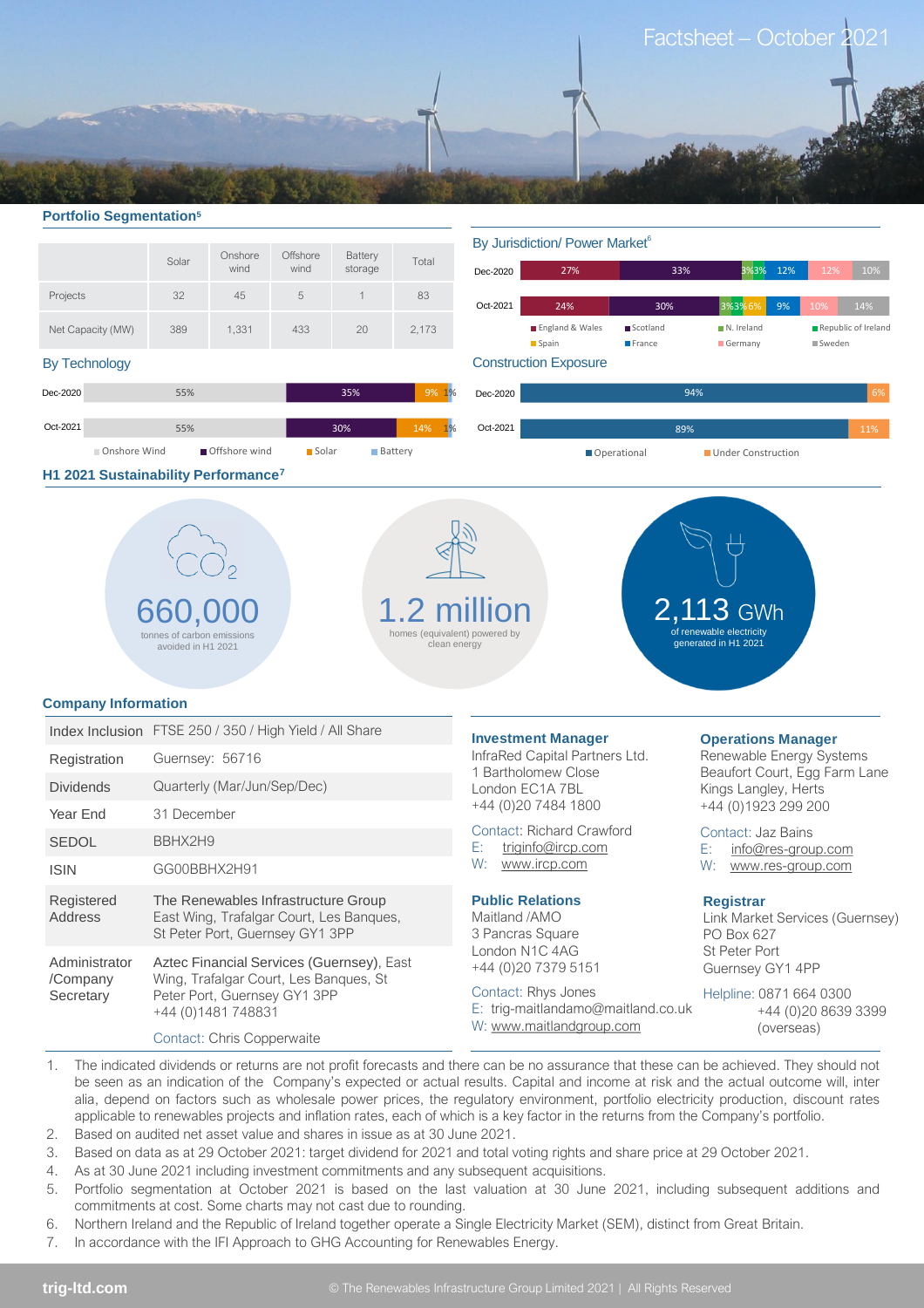Factsheet – October 2021

## Portfolio Segmentation[5]

| | Solar | Onshore wind | Offshore wind | Battery storage | Total |
|---|---|---|---|---|---|
| Projects | 32 | 45 | 5 | 1 | 83 |
| Net Capacity (MW) | 389 | 1,331 | 433 | 20 | 2,173 |

### By Technology

Dec-2020: 55% | 35% | 9% | 1%

Oct-2021: 55% | 30% | 14% | 1%

Onshore Wind | Offshore wind | Solar | Battery

### By Jurisdiction/ Power Market[6]

Dec-2020: 27% | 33% | 3% | 3% | 12% | 12% | 10%

Oct-2021: 24% | 30% | 3% | 3% | 6% | 9% | 10% | 14%

England & Wales | Scotland | N. Ireland | Republic of Ireland | Spain | France | Germany | Sweden

### Construction Exposure

Dec-2020: 94% | 6%

Oct-2021: 89% | 11%

Operational | Under Construction

## H1 2021 Sustainability Performance[7]

**660,000** tonnes of carbon emissions avoided in H1 2021

**1.2 million** homes (equivalent) powered by clean energy

**2,113 GWh** of renewable electricity generated in H1 2021

## Company Information

| | |
|---|---|
| Index Inclusion | FTSE 250 / 350 / High Yield / All Share |
| Registration | Guernsey: 56716 |
| Dividends | Quarterly (Mar/Jun/Sep/Dec) |
| Year End | 31 December |
| SEDOL | BBHX2H9 |
| ISIN | GG00BBHX2H91 |
| Registered Address | The Renewables Infrastructure Group East Wing, Trafalgar Court, Les Banques, St Peter Port, Guernsey GY1 3PP |
| Administrator /Company Secretary | Aztec Financial Services (Guernsey), East Wing, Trafalgar Court, Les Banques, St Peter Port, Guernsey GY1 3PP +44 (0)1481 748831 Contact: Chris Copperwaite |

**Investment Manager**
InfraRed Capital Partners Ltd.
1 Bartholomew Close
London EC1A 7BL
+44 (0)20 7484 1800

Contact: Richard Crawford
E: triginfo@ircp.com
W: www.ircp.com

**Operations Manager**
Renewable Energy Systems
Beaufort Court, Egg Farm Lane
Kings Langley, Herts
+44 (0)1923 299 200

Contact: Jaz Bains
E: info@res-group.com
W: www.res-group.com

**Public Relations**
Maitland /AMO
3 Pancras Square
London N1C 4AG
+44 (0)20 7379 5151

Contact: Rhys Jones
E: trig-maitlandamo@maitland.co.uk
W: www.maitlandgroup.com

**Registrar**
Link Market Services (Guernsey)
PO Box 627
St Peter Port
Guernsey GY1 4PP

Helpline: 0871 664 0300
+44 (0)20 8639 3399 (overseas)

1. The indicated dividends or returns are not profit forecasts and there can be no assurance that these can be achieved. They should not be seen as an indication of the Company's expected or actual results. Capital and income at risk and the actual outcome will, inter alia, depend on factors such as wholesale power prices, the regulatory environment, portfolio electricity production, discount rates applicable to renewables projects and inflation rates, each of which is a key factor in the returns from the Company's portfolio.
2. Based on audited net asset value and shares in issue as at 30 June 2021.
3. Based on data as at 29 October 2021: target dividend for 2021 and total voting rights and share price at 29 October 2021.
4. As at 30 June 2021 including investment commitments and any subsequent acquisitions.
5. Portfolio segmentation at October 2021 is based on the last valuation at 30 June 2021, including subsequent additions and commitments at cost. Some charts may not cast due to rounding.
6. Northern Ireland and the Republic of Ireland together operate a Single Electricity Market (SEM), distinct from Great Britain.
7. In accordance with the IFI Approach to GHG Accounting for Renewables Energy.

trig-ltd.com © The Renewables Infrastructure Group Limited 2021 | All Rights Reserved